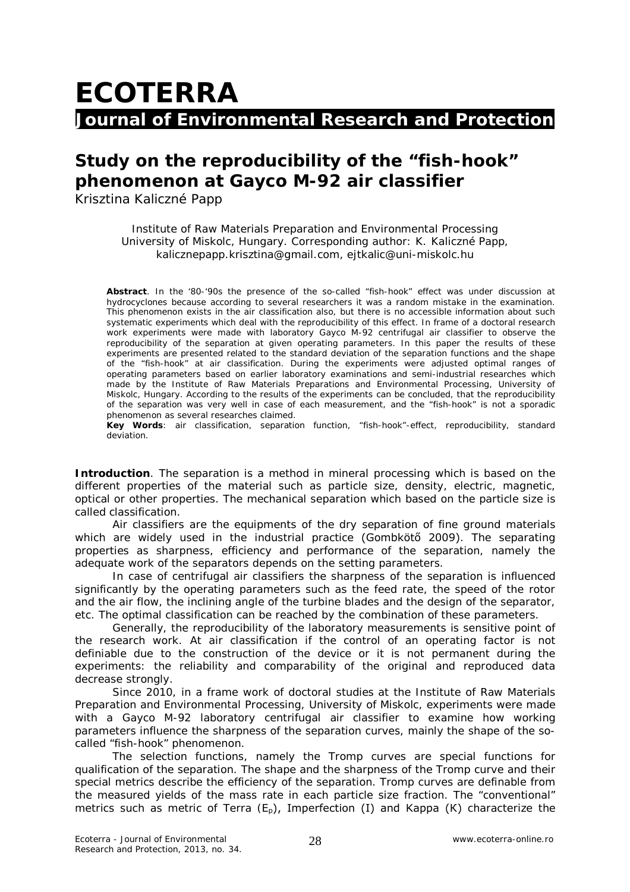# ECOTERRA

## Journal of Environmental Research and Protection

# Study on the reproducibility of the "fish-hook" phenomenon at Gayco M-92 air classifier

Krisztina Kaliczné Papp

Institute of Raw Materials Preparation and Environmental Processing University of Miskolc, Hungary. Corresponding author: K. Kaliczné Papp, kalicznepapp.krisztina@gmail.com, ejtkalic@uni-miskolc.hu

**Abstract**. In the '80-'90s the presence of the so-called "fish-hook" effect was under discussion at hydrocyclones because according to several researchers it was a random mistake in the examination. This phenomenon exists in the air classification also, but there is no accessible information about such systematic experiments which deal with the reproducibility of this effect. In frame of a doctoral research work experiments were made with laboratory Gayco M-92 centrifugal air classifier to observe the reproducibility of the separation at given operating parameters. In this paper the results of these experiments are presented related to the standard deviation of the separation functions and the shape of the "fish-hook" at air classification. During the experiments were adjusted optimal ranges of operating parameters based on earlier laboratory examinations and semi-industrial researches which made by the Institute of Raw Materials Preparations and Environmental Processing, University of Miskolc, Hungary. According to the results of the experiments can be concluded, that the reproducibility of the separation was very well in case of each measurement, and the "fish-hook" is not a sporadic phenomenon as several researches claimed.

**Key Words**: air classification, separation function, "fish-hook"-effect, reproducibility, standard deviation.

**Introduction**. The separation is a method in mineral processing which is based on the different properties of the material such as particle size, density, electric, magnetic, optical or other properties. The mechanical separation which based on the particle size is called classification.

Air classifiers are the equipments of the dry separation of fine ground materials which are widely used in the industrial practice (Gombkötő 2009). The separating properties as sharpness, efficiency and performance of the separation, namely the adequate work of the separators depends on the setting parameters.

In case of centrifugal air classifiers the sharpness of the separation is influenced significantly by the operating parameters such as the feed rate, the speed of the rotor and the air flow, the inclining angle of the turbine blades and the design of the separator, etc. The optimal classification can be reached by the combination of these parameters.

Generally, the reproducibility of the laboratory measurements is sensitive point of the research work. At air classification if the control of an operating factor is not definiable due to the construction of the device or it is not permanent during the experiments: the reliability and comparability of the original and reproduced data decrease strongly.

Since 2010, in a frame work of doctoral studies at the Institute of Raw Materials Preparation and Environmental Processing, University of Miskolc, experiments were made with a Gayco M-92 laboratory centrifugal air classifier to examine how working parameters influence the sharpness of the separation curves, mainly the shape of the so-called "fish-hook" phenomenon.

The selection functions, namely the Tromp curves are special functions for qualification of the separation. The shape and the sharpness of the Tromp curve and their special metrics describe the efficiency of the separation. Tromp curves are definable from the measured yields of the mass rate in each particle size fraction. The "conventional" metrics such as metric of Terra ($E_p$), Imperfection (I) and Kappa (K) characterize the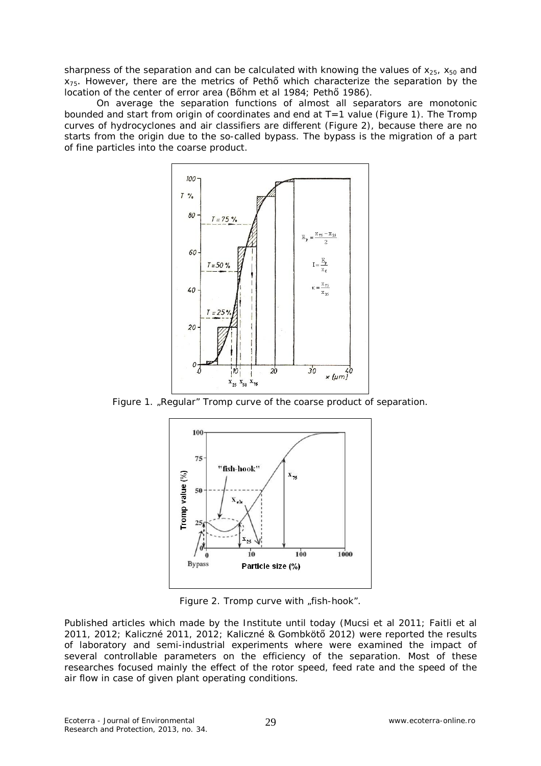sharpness of the separation and can be calculated with knowing the values of $x_{25}$, $x_{50}$ and $x_{75}$. However, there are the metrics of Pethő which characterize the separation by the location of the center of error area (Bőhm et al 1984; Pethő 1986).

On average the separation functions of almost all separators are monotonic bounded and start from origin of coordinates and end at T=1 value (Figure 1). The Tromp curves of hydrocyclones and air classifiers are different (Figure 2), because there are no starts from the origin due to the so-called bypass. The bypass is the migration of a part of fine particles into the coarse product.

Figure 1. „Regular" Tromp curve of the coarse product of separation.

Figure 2. Tromp curve with „fish-hook".

Published articles which made by the Institute until today (Mucsi et al 2011; Faitli et al 2011, 2012; Kaliczné 2011, 2012; Kaliczné & Gombkötő 2012) were reported the results of laboratory and semi-industrial experiments where were examined the impact of several controllable parameters on the efficiency of the separation. Most of these researches focused mainly the effect of the rotor speed, feed rate and the speed of the air flow in case of given plant operating conditions.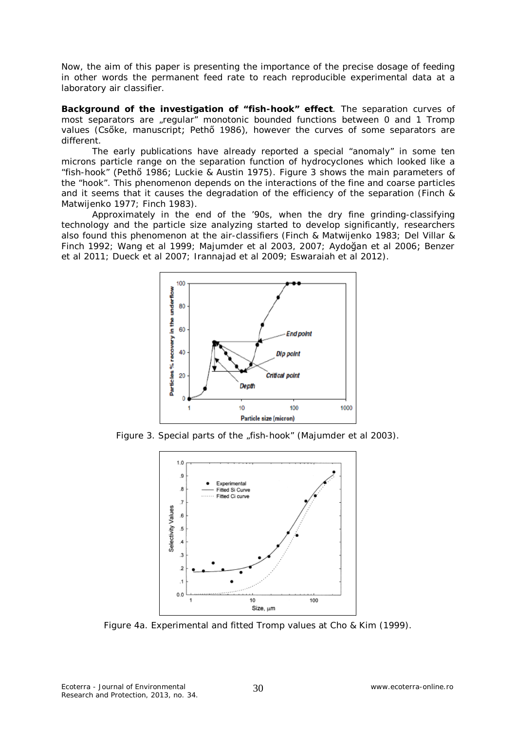Now, the aim of this paper is presenting the importance of the precise dosage of feeding in other words the permanent feed rate to reach reproducible experimental data at a laboratory air classifier.

**Background of the investigation of "fish-hook" effect**. The separation curves of most separators are „regular" monotonic bounded functions between 0 and 1 Tromp values (Csőke, manuscript; Pethő 1986), however the curves of some separators are different.

The early publications have already reported a special "anomaly" in some ten microns particle range on the separation function of hydrocyclones which looked like a "fish-hook" (Pethő 1986; Luckie & Austin 1975). Figure 3 shows the main parameters of the "hook". This phenomenon depends on the interactions of the fine and coarse particles and it seems that it causes the degradation of the efficiency of the separation (Finch & Matwijenko 1977; Finch 1983).

Approximately in the end of the '90s, when the dry fine grinding-classifying technology and the particle size analyzing started to develop significantly, researchers also found this phenomenon at the air-classifiers (Finch & Matwijenko 1983; Del Villar & Finch 1992; Wang et al 1999; Majumder et al 2003, 2007; Aydoğan et al 2006; Benzer et al 2011; Dueck et al 2007; Irannajad et al 2009; Eswaraiah et al 2012).

Figure 3. Special parts of the „fish-hook" (Majumder et al 2003).

Figure 4a. Experimental and fitted Tromp values at Cho & Kim (1999).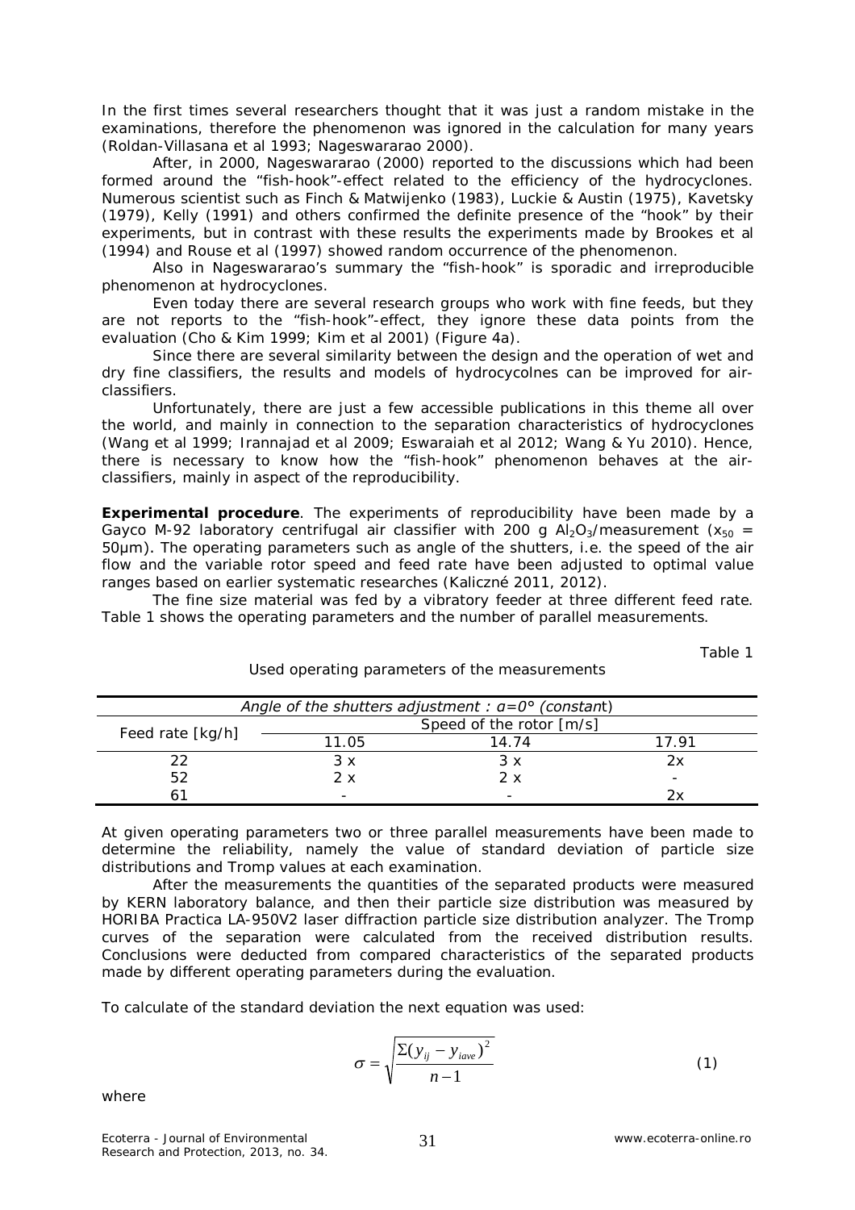In the first times several researchers thought that it was just a random mistake in the examinations, therefore the phenomenon was ignored in the calculation for many years (Roldan-Villasana et al 1993; Nageswararao 2000).

After, in 2000, Nageswararao (2000) reported to the discussions which had been formed around the "fish-hook"-effect related to the efficiency of the hydrocyclones. Numerous scientist such as Finch & Matwijenko (1983), Luckie & Austin (1975), Kavetsky (1979), Kelly (1991) and others confirmed the definite presence of the "hook" by their experiments, but in contrast with these results the experiments made by Brookes et al (1994) and Rouse et al (1997) showed random occurrence of the phenomenon.

Also in Nageswararao's summary the "fish-hook" is sporadic and irreproducible phenomenon at hydrocyclones.

Even today there are several research groups who work with fine feeds, but they are not reports to the "fish-hook"-effect, they ignore these data points from the evaluation (Cho & Kim 1999; Kim et al 2001) (Figure 4a).

Since there are several similarity between the design and the operation of wet and dry fine classifiers, the results and models of hydrocycolnes can be improved for air-classifiers.

Unfortunately, there are just a few accessible publications in this theme all over the world, and mainly in connection to the separation characteristics of hydrocyclones (Wang et al 1999; Irannajad et al 2009; Eswaraiah et al 2012; Wang & Yu 2010). Hence, there is necessary to know how the "fish-hook" phenomenon behaves at the air-classifiers, mainly in aspect of the reproducibility.

**Experimental procedure**. The experiments of reproducibility have been made by a Gayco M-92 laboratory centrifugal air classifier with 200 g $Al_2O_3$/measurement ($x_{50}$ = 50μm). The operating parameters such as angle of the shutters, i.e. the speed of the air flow and the variable rotor speed and feed rate have been adjusted to optimal value ranges based on earlier systematic researches (Kaliczné 2011, 2012).

The fine size material was fed by a vibratory feeder at three different feed rate. Table 1 shows the operating parameters and the number of parallel measurements.

Table 1

Used operating parameters of the measurements

| *Angle of the shutters adjustment : α=0° (constant)* | | | |
|---|---|---|---|
| Feed rate [kg/h] | Speed of the rotor [m/s] | | |
| | 11.05 | 14.74 | 17.91 |
| 22 | 3 x | 3 x | 2x |
| 52 | 2 x | 2 x | - |
| 61 | - | - | 2x |

At given operating parameters two or three parallel measurements have been made to determine the reliability, namely the value of standard deviation of particle size distributions and Tromp values at each examination.

After the measurements the quantities of the separated products were measured by KERN laboratory balance, and then their particle size distribution was measured by HORIBA Practica LA-950V2 laser diffraction particle size distribution analyzer. The Tromp curves of the separation were calculated from the received distribution results. Conclusions were deducted from compared characteristics of the separated products made by different operating parameters during the evaluation.

To calculate of the standard deviation the next equation was used:

$$\sigma = \sqrt{\frac{\Sigma(y_{ij} - y_{iave})^2}{n-1}} \tag{1}$$

where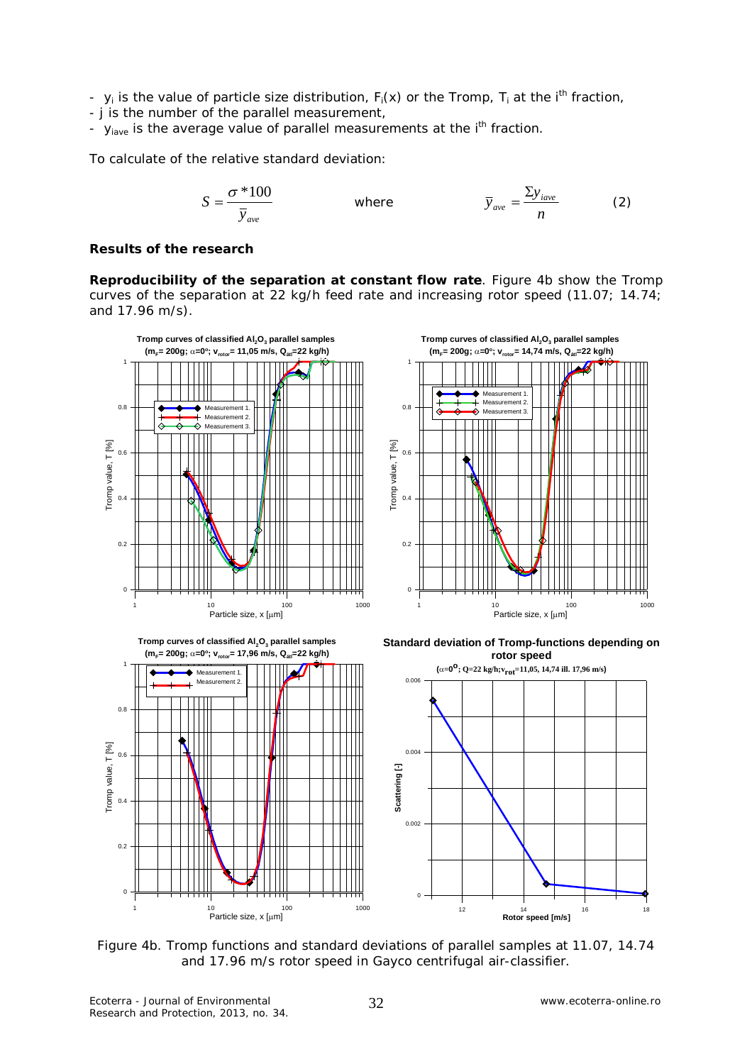- $y_i$ is the value of particle size distribution, $F_i(x)$ or the Tromp, $T_i$ at the $i^{th}$ fraction,
- j is the number of the parallel measurement,
- $y_{iave}$ is the average value of parallel measurements at the $i^{th}$ fraction.

To calculate of the relative standard deviation:

$$S = \frac{\sigma * 100}{\bar{y}_{ave}} \qquad \text{where} \qquad \bar{y}_{ave} = \frac{\Sigma y_{iave}}{n} \qquad (2)$$

**Results of the research**

**Reproducibility of the separation at constant flow rate**. Figure 4b show the Tromp curves of the separation at 22 kg/h feed rate and increasing rotor speed (11.07; 14.74; and 17.96 m/s).

Figure 4b. Tromp functions and standard deviations of parallel samples at 11.07, 14.74 and 17.96 m/s rotor speed in Gayco centrifugal air-classifier.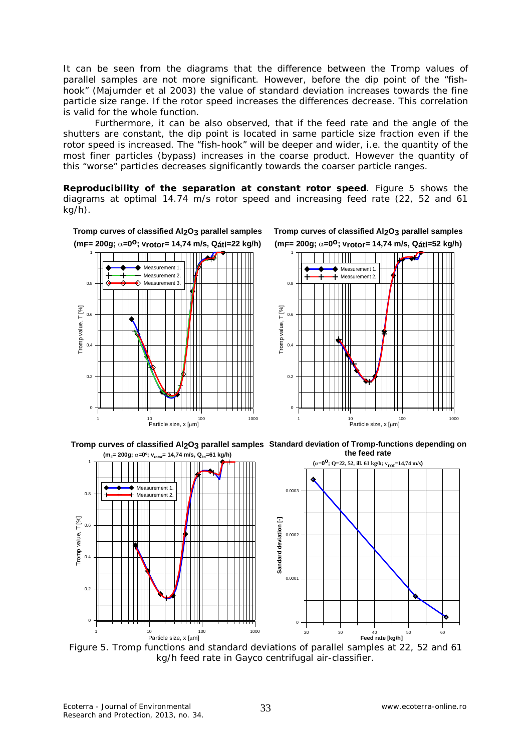It can be seen from the diagrams that the difference between the Tromp values of parallel samples are not more significant. However, before the dip point of the "fish-hook" (Majumder et al 2003) the value of standard deviation increases towards the fine particle size range. If the rotor speed increases the differences decrease. This correlation is valid for the whole function.

Furthermore, it can be also observed, that if the feed rate and the angle of the shutters are constant, the dip point is located in same particle size fraction even if the rotor speed is increased. The "fish-hook" will be deeper and wider, i.e. the quantity of the most finer particles (bypass) increases in the coarse product. However the quantity of this "worse" particles decreases significantly towards the coarser particle ranges.

**Reproducibility of the separation at constant rotor speed**. Figure 5 shows the diagrams at optimal 14.74 m/s rotor speed and increasing feed rate (22, 52 and 61 kg/h).

Figure 5. Tromp functions and standard deviations of parallel samples at 22, 52 and 61 kg/h feed rate in Gayco centrifugal air-classifier.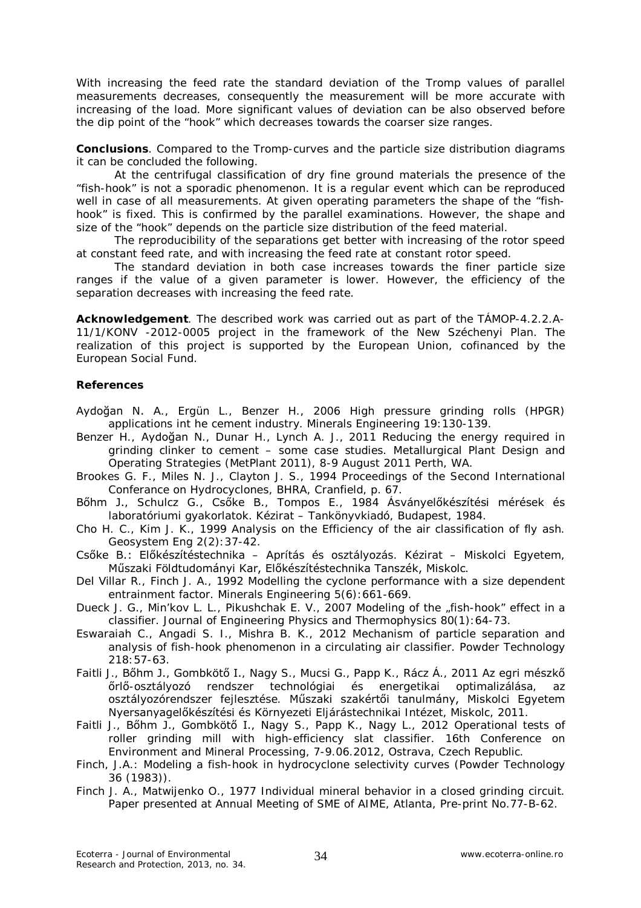With increasing the feed rate the standard deviation of the Tromp values of parallel measurements decreases, consequently the measurement will be more accurate with increasing of the load. More significant values of deviation can be also observed before the dip point of the "hook" which decreases towards the coarser size ranges.

**Conclusions**. Compared to the Tromp-curves and the particle size distribution diagrams it can be concluded the following.

At the centrifugal classification of dry fine ground materials the presence of the "fish-hook" is not a sporadic phenomenon. It is a regular event which can be reproduced well in case of all measurements. At given operating parameters the shape of the "fish-hook" is fixed. This is confirmed by the parallel examinations. However, the shape and size of the "hook" depends on the particle size distribution of the feed material.

The reproducibility of the separations get better with increasing of the rotor speed at constant feed rate, and with increasing the feed rate at constant rotor speed.

The standard deviation in both case increases towards the finer particle size ranges if the value of a given parameter is lower. However, the efficiency of the separation decreases with increasing the feed rate.

**Acknowledgement**. The described work was carried out as part of the TÁMOP-4.2.2.A-11/1/KONV -2012-0005 project in the framework of the New Széchenyi Plan. The realization of this project is supported by the European Union, cofinanced by the European Social Fund.

**References**

Aydoğan N. A., Ergün L., Benzer H., 2006 High pressure grinding rolls (HPGR) applications int he cement industry. Minerals Engineering 19:130-139.

Benzer H., Aydoğan N., Dunar H., Lynch A. J., 2011 Reducing the energy required in grinding clinker to cement – some case studies. Metallurgical Plant Design and Operating Strategies (MetPlant 2011), 8-9 August 2011 Perth, WA.

Brookes G. F., Miles N. J., Clayton J. S., 1994 Proceedings of the Second International Conferance on Hydrocyclones, BHRA, Cranfield, p. 67.

Bőhm J., Schulcz G., Csőke B., Tompos E., 1984 Ásványelőkészítési mérések és laboratóriumi gyakorlatok. Kézirat – Tankönyvkiadó, Budapest, 1984.

Cho H. C., Kim J. K., 1999 Analysis on the Efficiency of the air classification of fly ash. Geosystem Eng 2(2):37-42.

Csőke B.: Előkészítéstechnika – Aprítás és osztályozás. Kézirat – Miskolci Egyetem, Műszaki Földtudományi Kar, Előkészítéstechnika Tanszék, Miskolc.

Del Villar R., Finch J. A., 1992 Modelling the cyclone performance with a size dependent entrainment factor. Minerals Engineering 5(6):661-669.

Dueck J. G., Min'kov L. L., Pikushchak E. V., 2007 Modeling of the „fish-hook" effect in a classifier. Journal of Engineering Physics and Thermophysics 80(1):64-73.

Eswaraiah C., Angadi S. I., Mishra B. K., 2012 Mechanism of particle separation and analysis of fish-hook phenomenon in a circulating air classifier. Powder Technology 218:57-63.

Faitli J., Bőhm J., Gombkötő I., Nagy S., Mucsi G., Papp K., Rácz Á., 2011 Az egri mészkő őrlő-osztályozó rendszer technológiai és energetikai optimalizálása, az osztályozórendszer fejlesztése. Műszaki szakértői tanulmány, Miskolci Egyetem Nyersanyagelőkészítési és Környezeti Eljárástechnikai Intézet, Miskolc, 2011.

Faitli J., Bőhm J., Gombkötő I., Nagy S., Papp K., Nagy L., 2012 Operational tests of roller grinding mill with high-efficiency slat classifier. 16th Conference on Environment and Mineral Processing, 7-9.06.2012, Ostrava, Czech Republic.

Finch, J.A.: Modeling a fish-hook in hydrocyclone selectivity curves (Powder Technology 36 (1983)).

Finch J. A., Matwijenko O., 1977 Individual mineral behavior in a closed grinding circuit. Paper presented at Annual Meeting of SME of AIME, Atlanta, Pre-print No.77-B-62.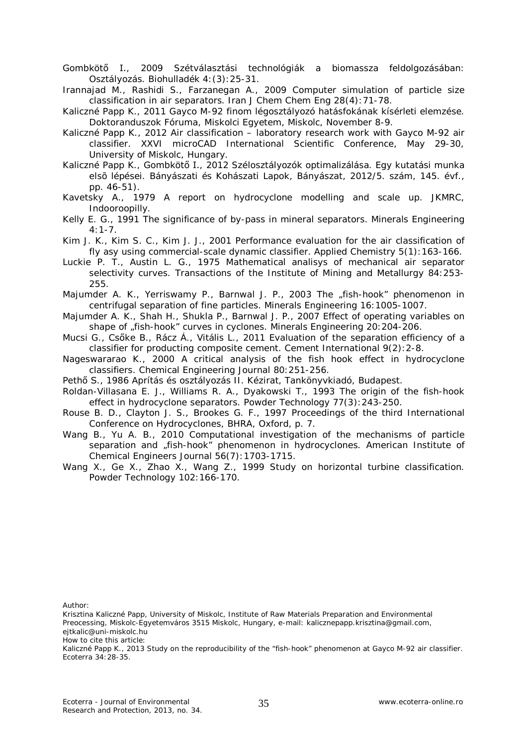Gombkötő I., 2009 Szétválasztási technológiák a biomassza feldolgozásában: Osztályozás. Biohulladék 4:(3):25-31.

Irannajad M., Rashidi S., Farzanegan A., 2009 Computer simulation of particle size classification in air separators. Iran J Chem Chem Eng 28(4):71-78.

Kaliczné Papp K., 2011 Gayco M-92 finom légosztályozó hatásfokának kísérleti elemzése. Doktoranduszok Fóruma, Miskolci Egyetem, Miskolc, November 8-9.

Kaliczné Papp K., 2012 Air classification – laboratory research work with Gayco M-92 air classifier. XXVI microCAD International Scientific Conference, May 29-30, University of Miskolc, Hungary.

Kaliczné Papp K., Gombkötő I., 2012 Szélosztályozók optimalizálása. Egy kutatási munka elsõ lépései. Bányászati és Kohászati Lapok, Bányászat, 2012/5. szám, 145. évf., pp. 46-51).

Kavetsky A., 1979 A report on hydrocyclone modelling and scale up. JKMRC, Indooroopilly.

Kelly E. G., 1991 The significance of by-pass in mineral separators. Minerals Engineering 4:1-7.

Kim J. K., Kim S. C., Kim J. J., 2001 Performance evaluation for the air classification of fly asy using commercial-scale dynamic classifier. Applied Chemistry 5(1):163-166.

Luckie P. T., Austin L. G., 1975 Mathematical analisys of mechanical air separator selectivity curves. Transactions of the Institute of Mining and Metallurgy 84:253-255.

Majumder A. K., Yerriswamy P., Barnwal J. P., 2003 The „fish-hook" phenomenon in centrifugal separation of fine particles. Minerals Engineering 16:1005-1007.

Majumder A. K., Shah H., Shukla P., Barnwal J. P., 2007 Effect of operating variables on shape of „fish-hook" curves in cyclones. Minerals Engineering 20:204-206.

Mucsi G., Csőke B., Rácz Á., Vitális L., 2011 Evaluation of the separation efficiency of a classifier for producting composite cement. Cement International 9(2):2-8.

Nageswararao K., 2000 A critical analysis of the fish hook effect in hydrocyclone classifiers. Chemical Engineering Journal 80:251-256.

Pethő S., 1986 Aprítás és osztályozás II. Kézirat, Tankönyvkiadó, Budapest.

Roldan-Villasana E. J., Williams R. A., Dyakowski T., 1993 The origin of the fish-hook effect in hydrocyclone separators. Powder Technology 77(3):243-250.

Rouse B. D., Clayton J. S., Brookes G. F., 1997 Proceedings of the third International Conference on Hydrocyclones, BHRA, Oxford, p. 7.

Wang B., Yu A. B., 2010 Computational investigation of the mechanisms of particle separation and „fish-hook" phenomenon in hydrocyclones. American Institute of Chemical Engineers Journal 56(7):1703-1715.

Wang X., Ge X., Zhao X., Wang Z., 1999 Study on horizontal turbine classification. Powder Technology 102:166-170.

Author:

Krisztina Kaliczné Papp, University of Miskolc, Institute of Raw Materials Preparation and Environmental Preocessing, Miskolc-Egyetemváros 3515 Miskolc, Hungary, e-mail: kalicznepapp.krisztina@gmail.com, ejtkalic@uni-miskolc.hu

How to cite this article:

Kaliczné Papp K., 2013 Study on the reproducibility of the "fish-hook" phenomenon at Gayco M-92 air classifier. Ecoterra 34:28-35.